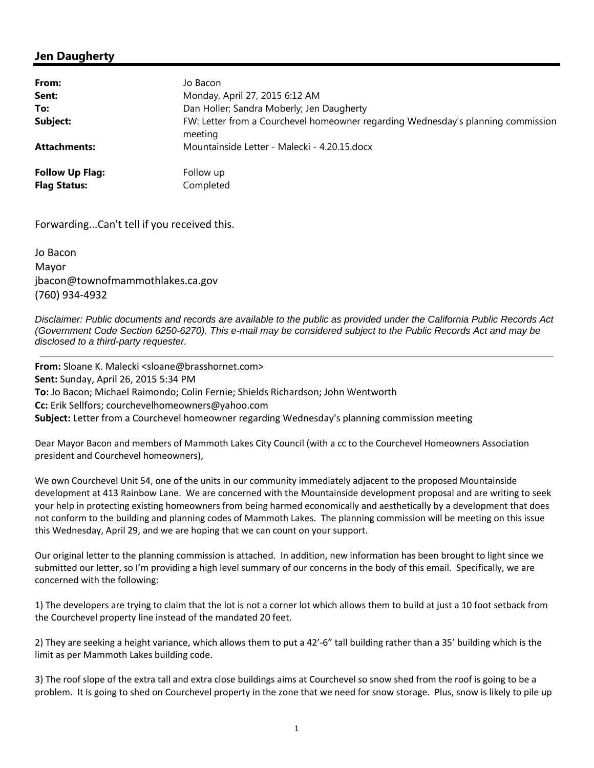## Jen Daugherty

| | |
|---|---|
| **From:** | Jo Bacon |
| **Sent:** | Monday, April 27, 2015 6:12 AM |
| **To:** | Dan Holler; Sandra Moberly; Jen Daugherty |
| **Subject:** | FW: Letter from a Courchevel homeowner regarding Wednesday's planning commission meeting |
| **Attachments:** | Mountainside Letter - Malecki - 4.20.15.docx |
| **Follow Up Flag:** | Follow up |
| **Flag Status:** | Completed |

Forwarding...Can't tell if you received this.

Jo Bacon
Mayor
jbacon@townofmammothlakes.ca.gov
(760) 934-4932

*Disclaimer: Public documents and records are available to the public as provided under the California Public Records Act (Government Code Section 6250-6270). This e-mail may be considered subject to the Public Records Act and may be disclosed to a third-party requester.*

---

**From:** Sloane K. Malecki <sloane@brasshornet.com>
**Sent:** Sunday, April 26, 2015 5:34 PM
**To:** Jo Bacon; Michael Raimondo; Colin Fernie; Shields Richardson; John Wentworth
**Cc:** Erik Sellfors; courchevelhomeowners@yahoo.com
**Subject:** Letter from a Courchevel homeowner regarding Wednesday's planning commission meeting

Dear Mayor Bacon and members of Mammoth Lakes City Council (with a cc to the Courchevel Homeowners Association president and Courchevel homeowners),

We own Courchevel Unit 54, one of the units in our community immediately adjacent to the proposed Mountainside development at 413 Rainbow Lane. We are concerned with the Mountainside development proposal and are writing to seek your help in protecting existing homeowners from being harmed economically and aesthetically by a development that does not conform to the building and planning codes of Mammoth Lakes. The planning commission will be meeting on this issue this Wednesday, April 29, and we are hoping that we can count on your support.

Our original letter to the planning commission is attached. In addition, new information has been brought to light since we submitted our letter, so I'm providing a high level summary of our concerns in the body of this email. Specifically, we are concerned with the following:

1) The developers are trying to claim that the lot is not a corner lot which allows them to build at just a 10 foot setback from the Courchevel property line instead of the mandated 20 feet.

2) They are seeking a height variance, which allows them to put a 42'-6" tall building rather than a 35' building which is the limit as per Mammoth Lakes building code.

3) The roof slope of the extra tall and extra close buildings aims at Courchevel so snow shed from the roof is going to be a problem. It is going to shed on Courchevel property in the zone that we need for snow storage. Plus, snow is likely to pile up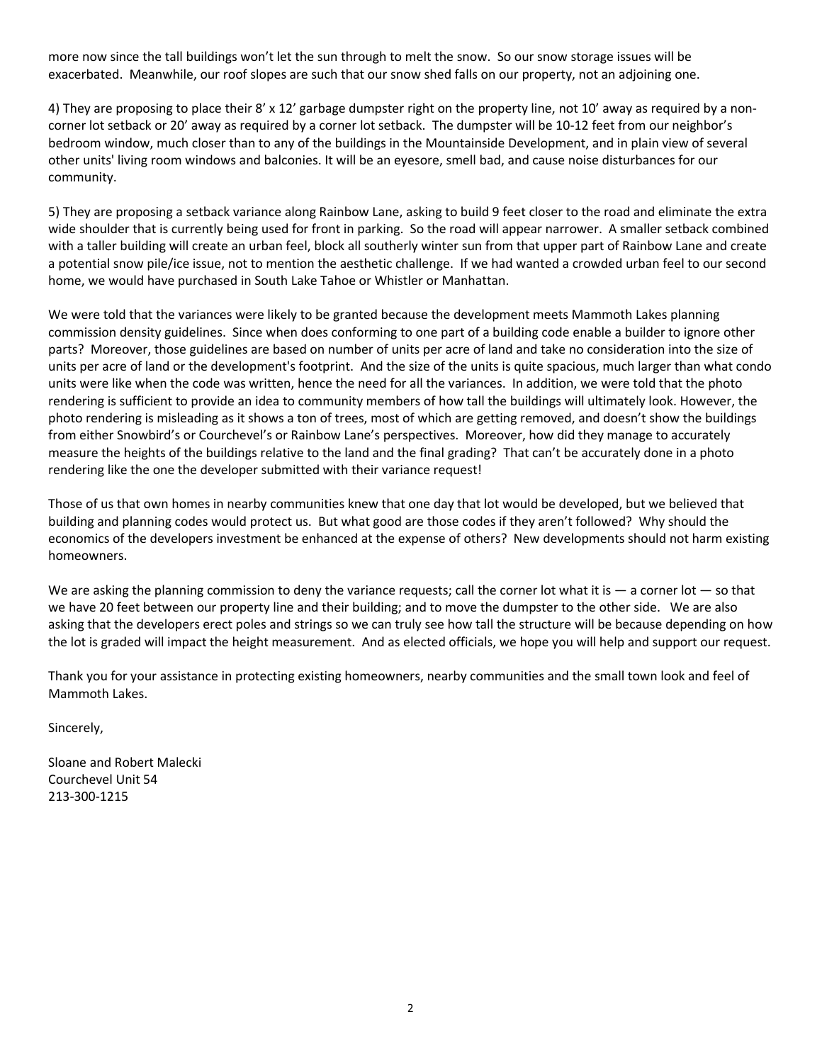more now since the tall buildings won't let the sun through to melt the snow. So our snow storage issues will be exacerbated. Meanwhile, our roof slopes are such that our snow shed falls on our property, not an adjoining one.

4) They are proposing to place their 8' x 12' garbage dumpster right on the property line, not 10' away as required by a non-corner lot setback or 20' away as required by a corner lot setback. The dumpster will be 10-12 feet from our neighbor's bedroom window, much closer than to any of the buildings in the Mountainside Development, and in plain view of several other units' living room windows and balconies. It will be an eyesore, smell bad, and cause noise disturbances for our community.

5) They are proposing a setback variance along Rainbow Lane, asking to build 9 feet closer to the road and eliminate the extra wide shoulder that is currently being used for front in parking. So the road will appear narrower. A smaller setback combined with a taller building will create an urban feel, block all southerly winter sun from that upper part of Rainbow Lane and create a potential snow pile/ice issue, not to mention the aesthetic challenge. If we had wanted a crowded urban feel to our second home, we would have purchased in South Lake Tahoe or Whistler or Manhattan.

We were told that the variances were likely to be granted because the development meets Mammoth Lakes planning commission density guidelines. Since when does conforming to one part of a building code enable a builder to ignore other parts? Moreover, those guidelines are based on number of units per acre of land and take no consideration into the size of units per acre of land or the development's footprint. And the size of the units is quite spacious, much larger than what condo units were like when the code was written, hence the need for all the variances. In addition, we were told that the photo rendering is sufficient to provide an idea to community members of how tall the buildings will ultimately look. However, the photo rendering is misleading as it shows a ton of trees, most of which are getting removed, and doesn't show the buildings from either Snowbird's or Courchevel's or Rainbow Lane's perspectives. Moreover, how did they manage to accurately measure the heights of the buildings relative to the land and the final grading? That can't be accurately done in a photo rendering like the one the developer submitted with their variance request!

Those of us that own homes in nearby communities knew that one day that lot would be developed, but we believed that building and planning codes would protect us. But what good are those codes if they aren't followed? Why should the economics of the developers investment be enhanced at the expense of others? New developments should not harm existing homeowners.

We are asking the planning commission to deny the variance requests; call the corner lot what it is — a corner lot — so that we have 20 feet between our property line and their building; and to move the dumpster to the other side. We are also asking that the developers erect poles and strings so we can truly see how tall the structure will be because depending on how the lot is graded will impact the height measurement. And as elected officials, we hope you will help and support our request.

Thank you for your assistance in protecting existing homeowners, nearby communities and the small town look and feel of Mammoth Lakes.

Sincerely,

Sloane and Robert Malecki
Courchevel Unit 54
213-300-1215